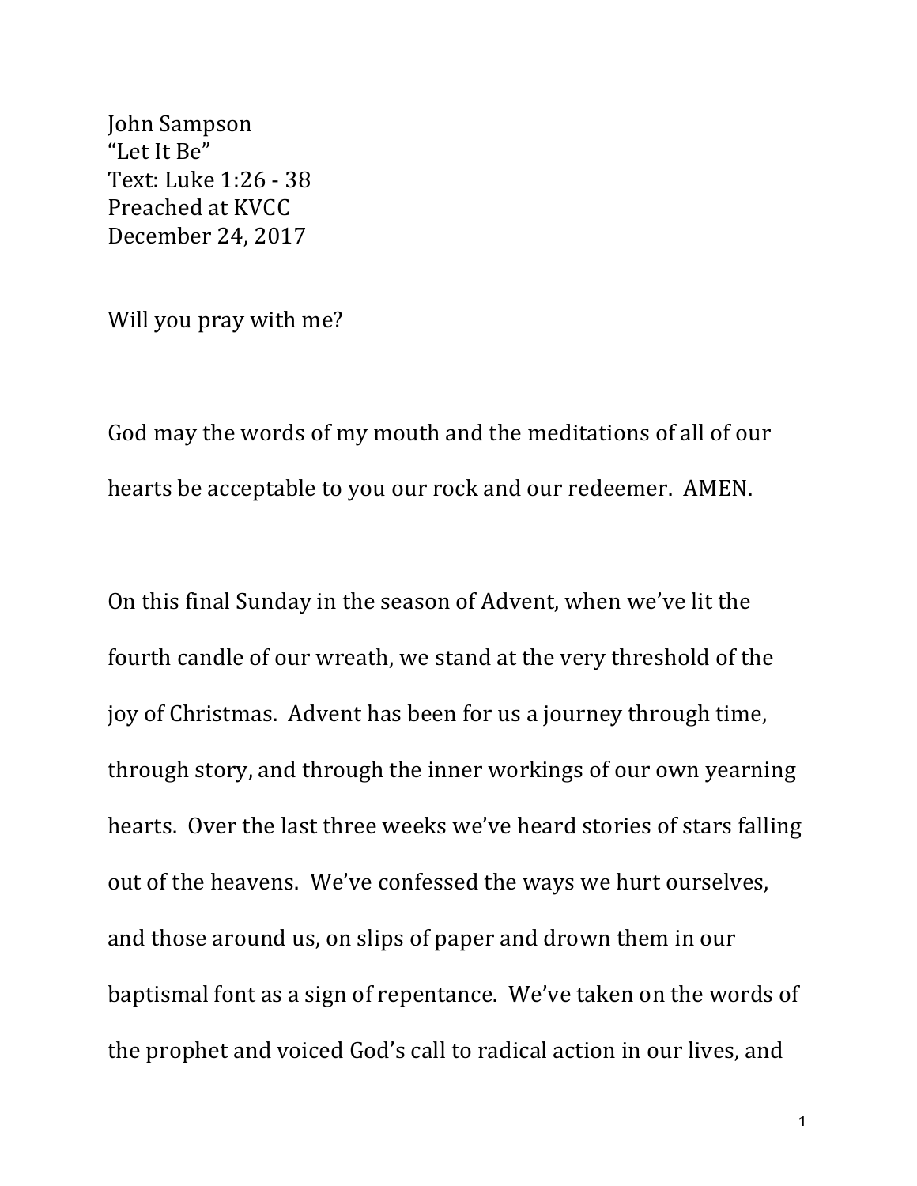John Sampson  
"Let It Be"  
Text: Luke 1:26 - 38  
Preached at KVCC  
December 24, 2017

Will you pray with me?

God may the words of my mouth and the meditations of all of our hearts be acceptable to you our rock and our redeemer. AMEN.

On this final Sunday in the season of Advent, when we've lit the fourth candle of our wreath, we stand at the very threshold of the joy of Christmas. Advent has been for us a journey through time, through story, and through the inner workings of our own yearning hearts. Over the last three weeks we've heard stories of stars falling out of the heavens. We've confessed the ways we hurt ourselves, and those around us, on slips of paper and drown them in our baptismal font as a sign of repentance. We've taken on the words of the prophet and voiced God's call to radical action in our lives, and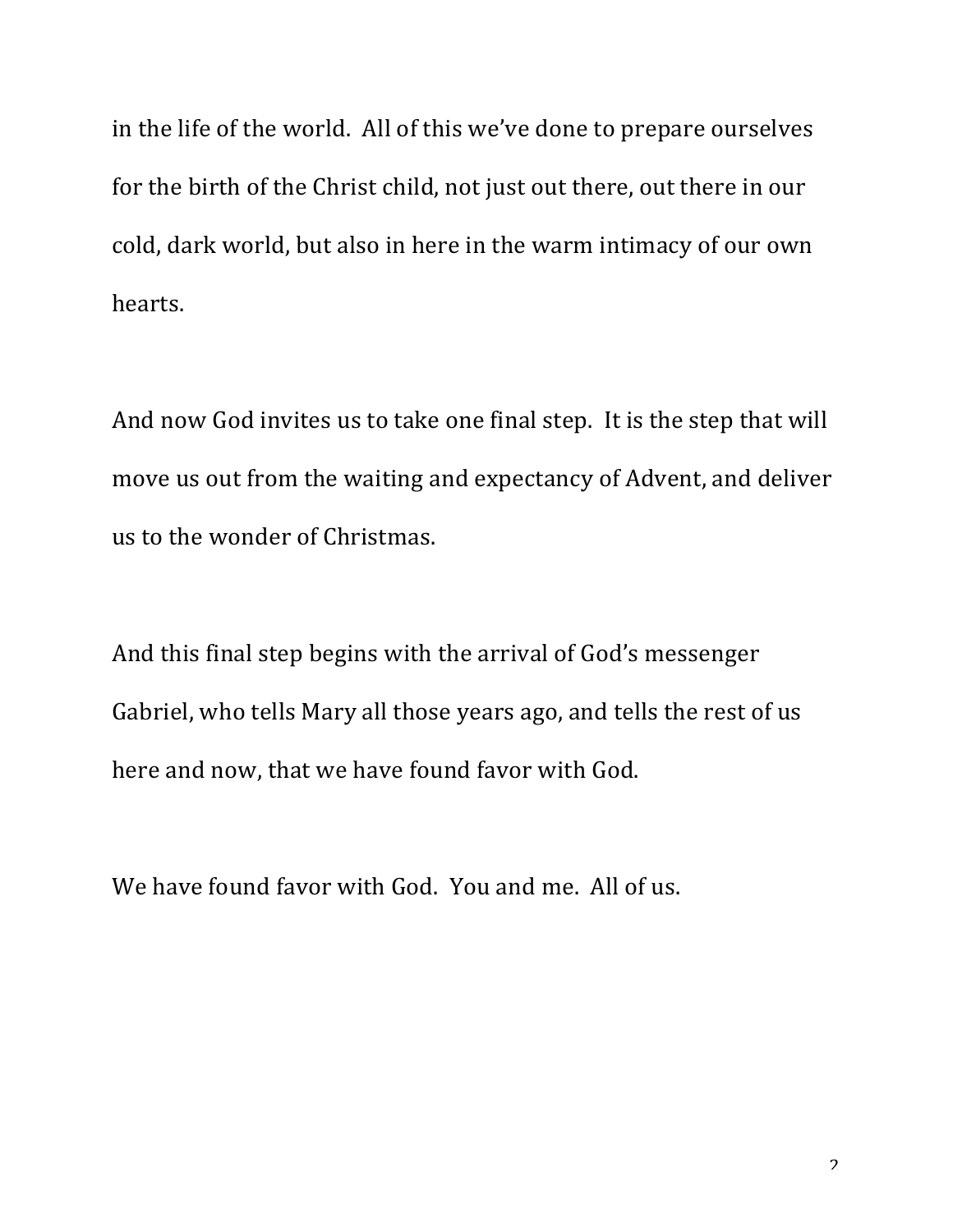in the life of the world. All of this we've done to prepare ourselves for the birth of the Christ child, not just out there, out there in our cold, dark world, but also in here in the warm intimacy of our own hearts.

And now God invites us to take one final step. It is the step that will move us out from the waiting and expectancy of Advent, and deliver us to the wonder of Christmas.

And this final step begins with the arrival of God's messenger Gabriel, who tells Mary all those years ago, and tells the rest of us here and now, that we have found favor with God.

We have found favor with God. You and me. All of us.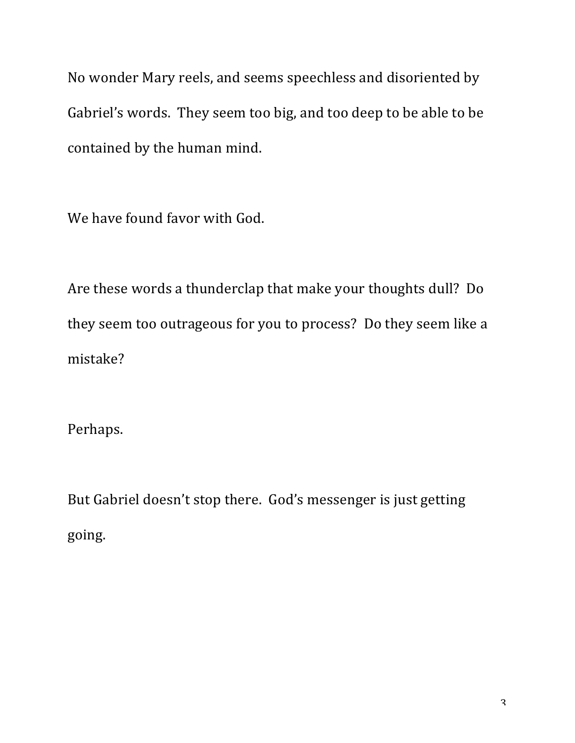No wonder Mary reels, and seems speechless and disoriented by Gabriel's words. They seem too big, and too deep to be able to be contained by the human mind.

We have found favor with God.

Are these words a thunderclap that make your thoughts dull? Do they seem too outrageous for you to process? Do they seem like a mistake?

Perhaps.

But Gabriel doesn't stop there. God's messenger is just getting going.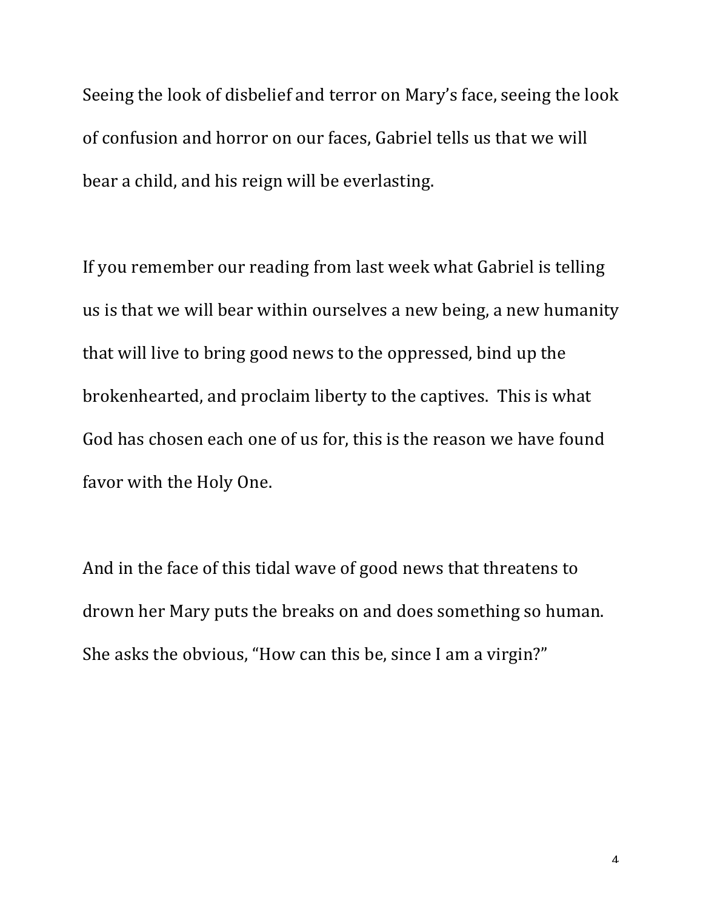Seeing the look of disbelief and terror on Mary's face, seeing the look of confusion and horror on our faces, Gabriel tells us that we will bear a child, and his reign will be everlasting.

If you remember our reading from last week what Gabriel is telling us is that we will bear within ourselves a new being, a new humanity that will live to bring good news to the oppressed, bind up the brokenhearted, and proclaim liberty to the captives. This is what God has chosen each one of us for, this is the reason we have found favor with the Holy One.

And in the face of this tidal wave of good news that threatens to drown her Mary puts the breaks on and does something so human. She asks the obvious, "How can this be, since I am a virgin?"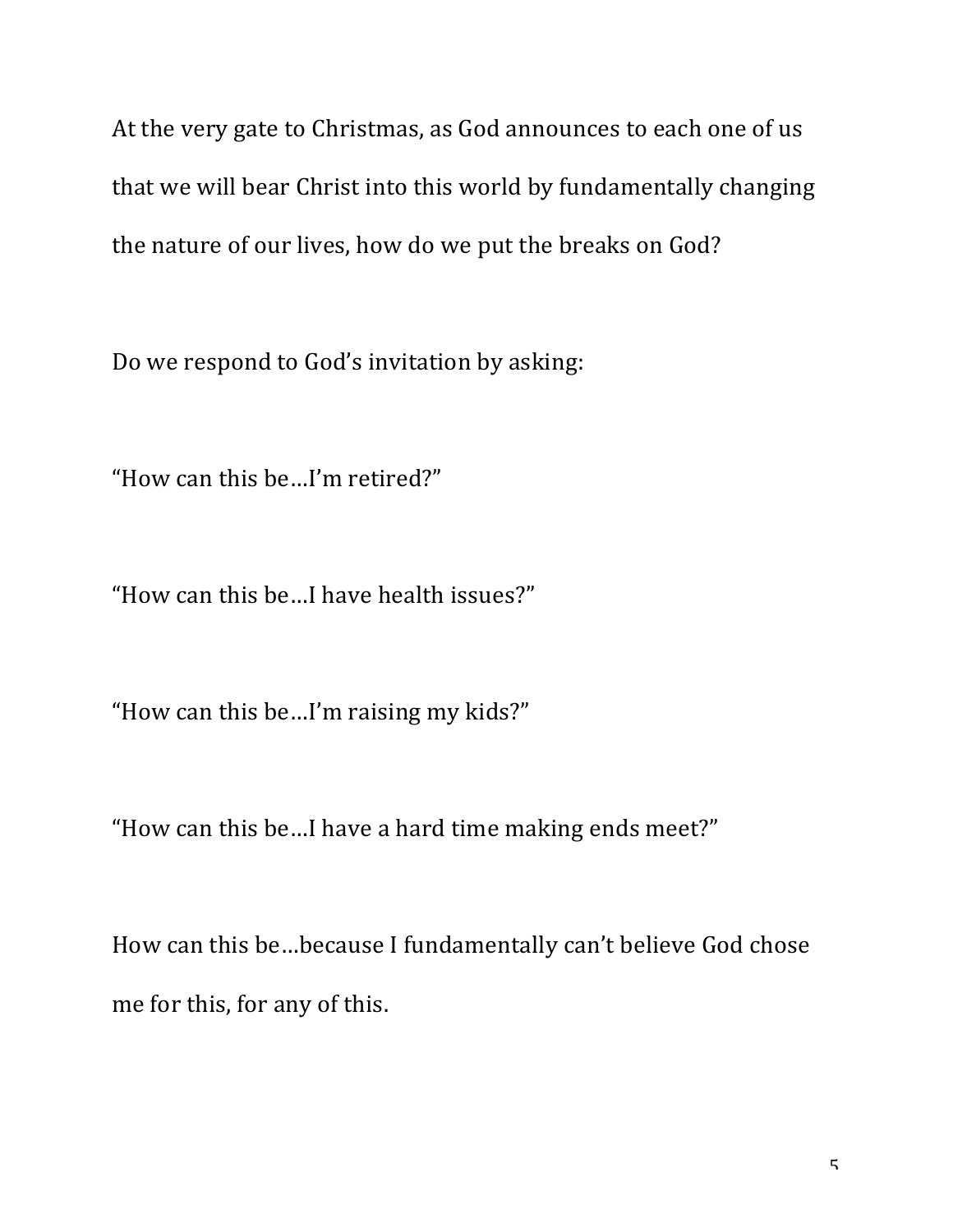At the very gate to Christmas, as God announces to each one of us that we will bear Christ into this world by fundamentally changing the nature of our lives, how do we put the breaks on God?

Do we respond to God's invitation by asking:

"How can this be…I'm retired?"

"How can this be…I have health issues?"

"How can this be…I'm raising my kids?"

"How can this be…I have a hard time making ends meet?"

How can this be…because I fundamentally can't believe God chose me for this, for any of this.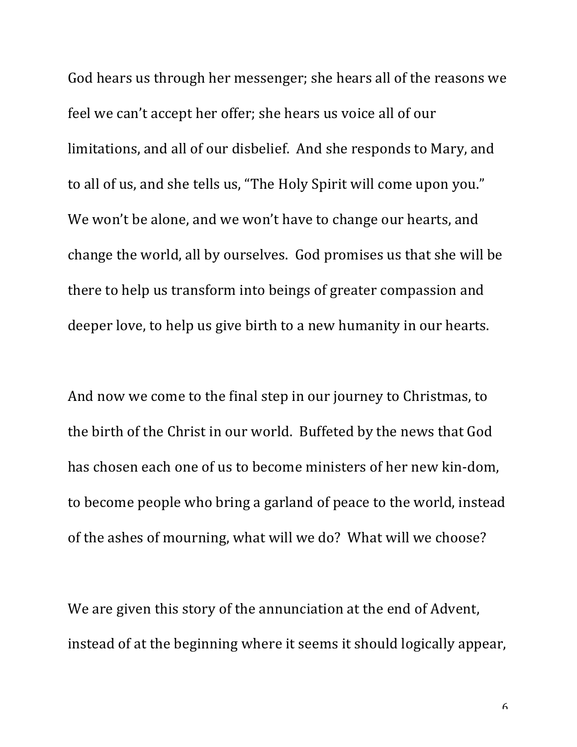God hears us through her messenger; she hears all of the reasons we feel we can't accept her offer; she hears us voice all of our limitations, and all of our disbelief. And she responds to Mary, and to all of us, and she tells us, "The Holy Spirit will come upon you." We won't be alone, and we won't have to change our hearts, and change the world, all by ourselves. God promises us that she will be there to help us transform into beings of greater compassion and deeper love, to help us give birth to a new humanity in our hearts.

And now we come to the final step in our journey to Christmas, to the birth of the Christ in our world. Buffeted by the news that God has chosen each one of us to become ministers of her new kin-dom, to become people who bring a garland of peace to the world, instead of the ashes of mourning, what will we do? What will we choose?

We are given this story of the annunciation at the end of Advent, instead of at the beginning where it seems it should logically appear,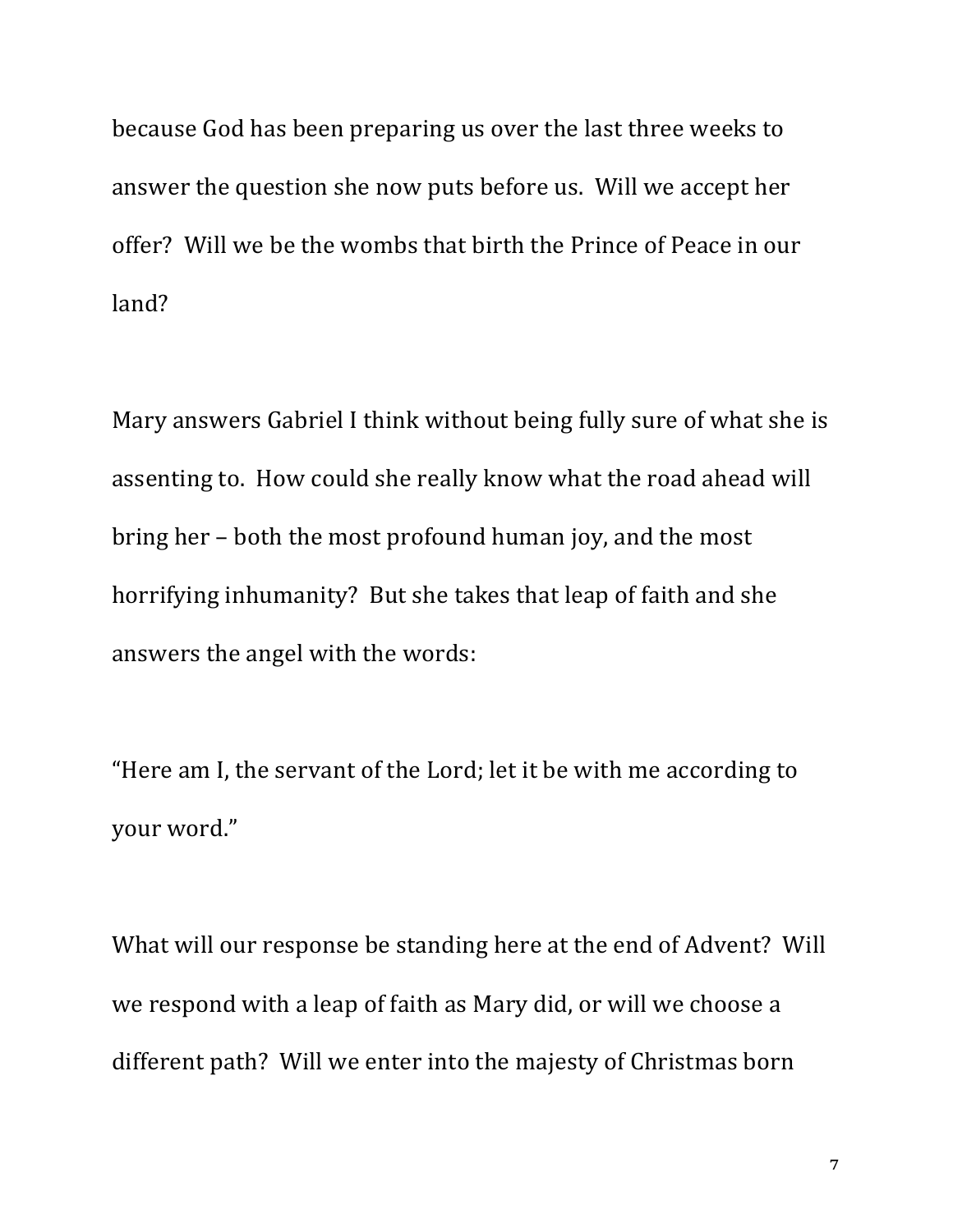because God has been preparing us over the last three weeks to answer the question she now puts before us. Will we accept her offer? Will we be the wombs that birth the Prince of Peace in our land?

Mary answers Gabriel I think without being fully sure of what she is assenting to. How could she really know what the road ahead will bring her – both the most profound human joy, and the most horrifying inhumanity? But she takes that leap of faith and she answers the angel with the words:

"Here am I, the servant of the Lord; let it be with me according to your word."

What will our response be standing here at the end of Advent? Will we respond with a leap of faith as Mary did, or will we choose a different path? Will we enter into the majesty of Christmas born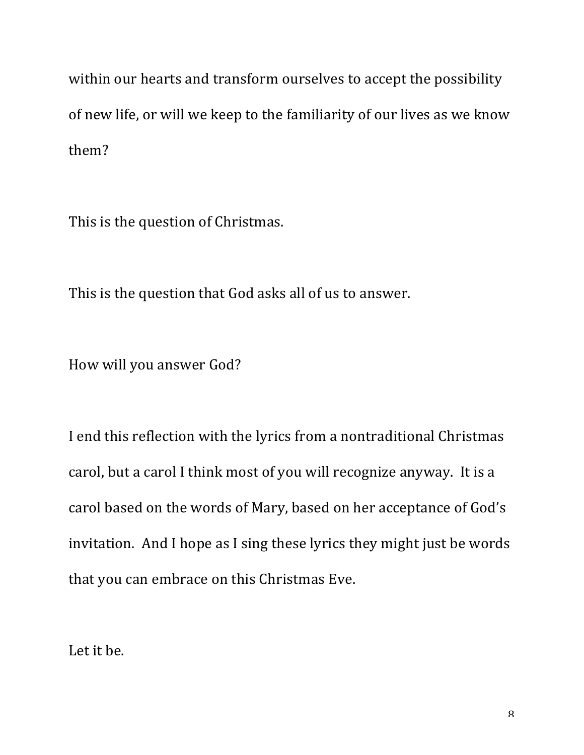within our hearts and transform ourselves to accept the possibility of new life, or will we keep to the familiarity of our lives as we know them?

This is the question of Christmas.

This is the question that God asks all of us to answer.

How will you answer God?

I end this reflection with the lyrics from a nontraditional Christmas carol, but a carol I think most of you will recognize anyway. It is a carol based on the words of Mary, based on her acceptance of God's invitation. And I hope as I sing these lyrics they might just be words that you can embrace on this Christmas Eve.

Let it be.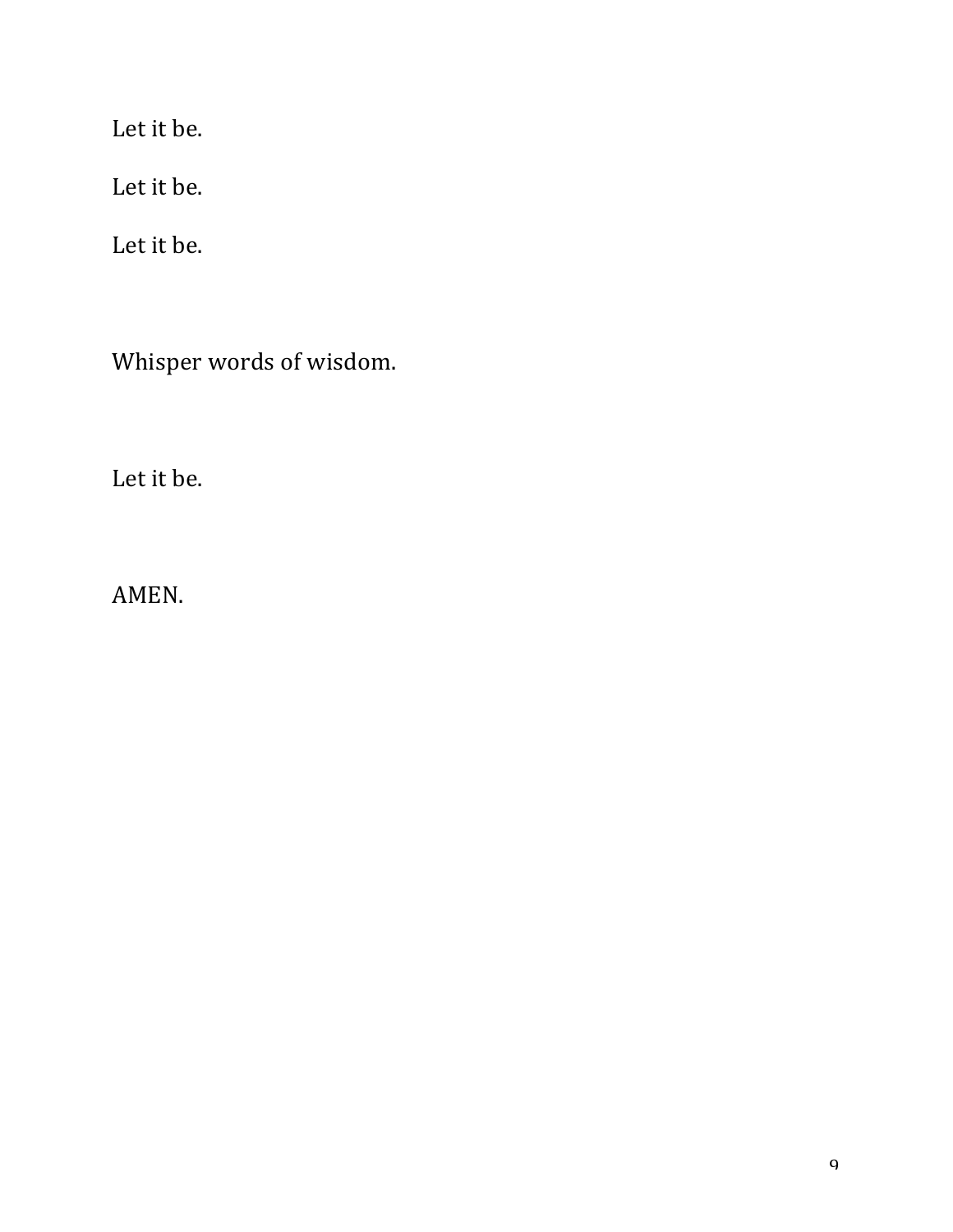Let it be.

Let it be.

Let it be.

Whisper words of wisdom.

Let it be.

AMEN.